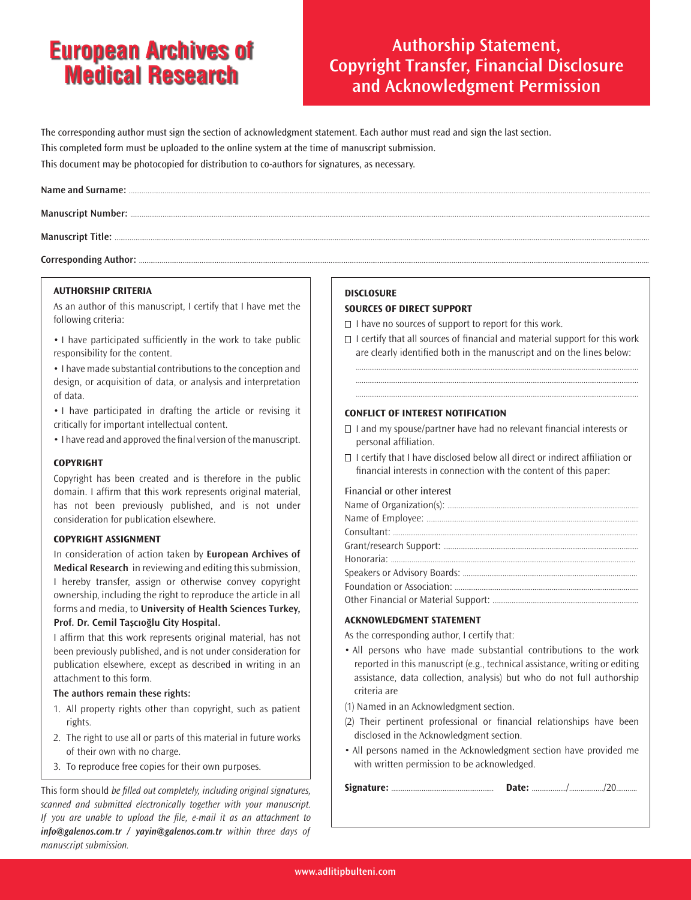# European Archives of Medical Research

## Authorship Statement, Copyright Transfer, Financial Disclosure and Acknowledgment Permission

The corresponding author must sign the section of acknowledgment statement. Each author must read and sign the last section.
This completed form must be uploaded to the online system at the time of manuscript submission.
This document may be photocopied for distribution to co-authors for signatures, as necessary.

**Name and Surname:** ..........................................................................................

**Manuscript Number:** ..........................................................................................

**Manuscript Title:** ..........................................................................................

**Corresponding Author:** ..........................................................................................

### AUTHORSHIP CRITERIA

As an author of this manuscript, I certify that I have met the following criteria:

- I have participated sufficiently in the work to take public responsibility for the content.
- I have made substantial contributions to the conception and design, or acquisition of data, or analysis and interpretation of data.
- I have participated in drafting the article or revising it critically for important intellectual content.
- I have read and approved the final version of the manuscript.

### COPYRIGHT

Copyright has been created and is therefore in the public domain. I affirm that this work represents original material, has not been previously published, and is not under consideration for publication elsewhere.

### COPYRIGHT ASSIGNMENT

In consideration of action taken by **European Archives of Medical Research** in reviewing and editing this submission, I hereby transfer, assign or otherwise convey copyright ownership, including the right to reproduce the article in all forms and media, to **University of Health Sciences Turkey, Prof. Dr. Cemil Taşcıoğlu City Hospital.**

I affirm that this work represents original material, has not been previously published, and is not under consideration for publication elsewhere, except as described in writing in an attachment to this form.

**The authors remain these rights:**

1. All property rights other than copyright, such as patient rights.
2. The right to use all or parts of this material in future works of their own with no charge.
3. To reproduce free copies for their own purposes.

This form should *be filled out completely, including original signatures, scanned and submitted electronically together with your manuscript. If you are unable to upload the file, e-mail it as an attachment to* ***info@galenos.com.tr / yayin@galenos.com.tr*** *within three days of manuscript submission.*

### DISCLOSURE

### SOURCES OF DIRECT SUPPORT

- ☐ I have no sources of support to report for this work.
- ☐ I certify that all sources of financial and material support for this work are clearly identified both in the manuscript and on the lines below:

..........................................................................................

..........................................................................................

..........................................................................................

### CONFLICT OF INTEREST NOTIFICATION

- ☐ I and my spouse/partner have had no relevant financial interests or personal affiliation.
- ☐ I certify that I have disclosed below all direct or indirect affiliation or financial interests in connection with the content of this paper:

Financial or other interest

Name of Organization(s): ..........................................................................................

Name of Employee: ..........................................................................................

Consultant: ..........................................................................................

Grant/research Support: ..........................................................................................

Honoraria: ..........................................................................................

Speakers or Advisory Boards: ..........................................................................................

Foundation or Association: ..........................................................................................

Other Financial or Material Support: ..........................................................................................

### ACKNOWLEDGMENT STATEMENT

As the corresponding author, I certify that:

- All persons who have made substantial contributions to the work reported in this manuscript (e.g., technical assistance, writing or editing assistance, data collection, analysis) but who do not full authorship criteria are

(1) Named in an Acknowledgment section.

(2) Their pertinent professional or financial relationships have been disclosed in the Acknowledgment section.

- All persons named in the Acknowledgment section have provided me with written permission to be acknowledged.

**Signature:** .................................... **Date:** ........../........../20........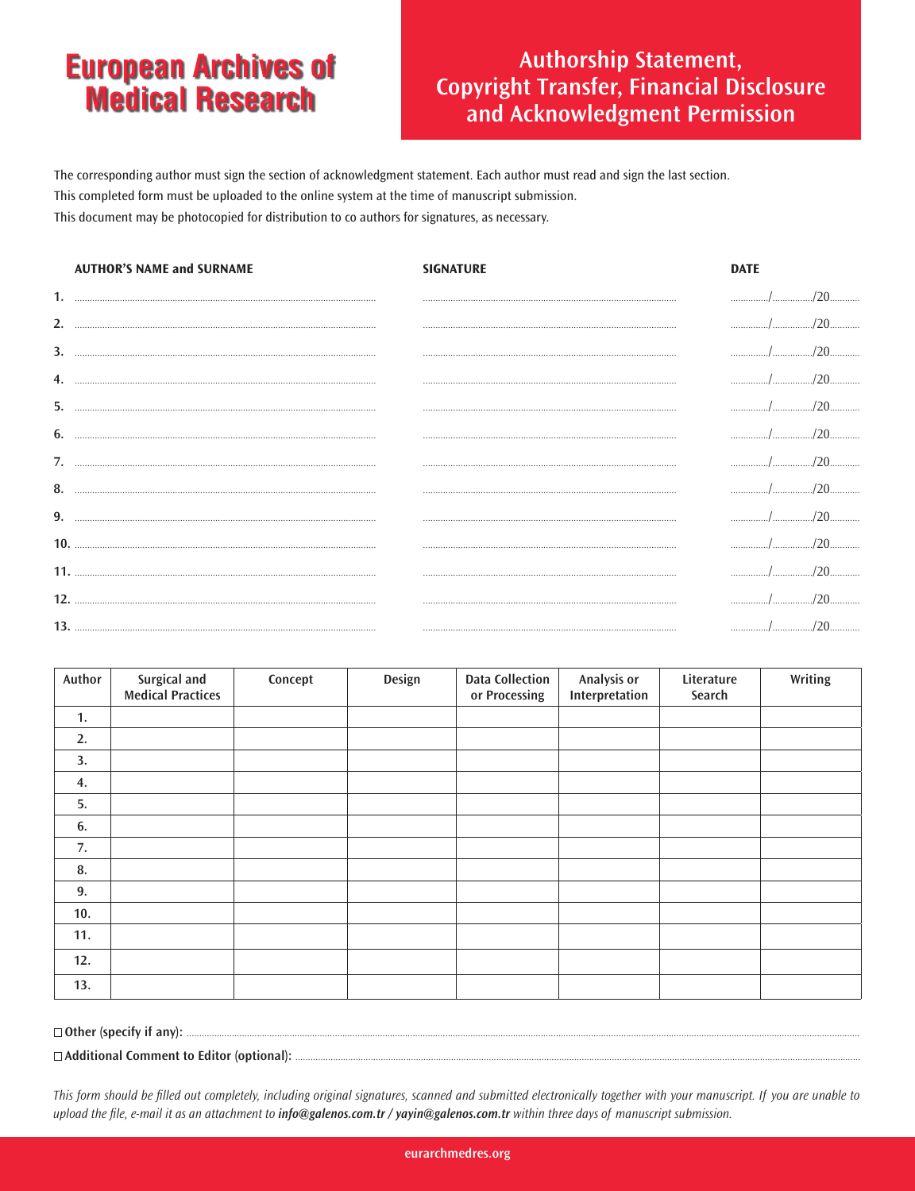# European Archives of Medical Research

## Authorship Statement, Copyright Transfer, Financial Disclosure and Acknowledgment Permission

The corresponding author must sign the section of acknowledgment statement. Each author must read and sign the last section.

This completed form must be uploaded to the online system at the time of manuscript submission.

This document may be photocopied for distribution to co authors for signatures, as necessary.

| AUTHOR'S NAME and SURNAME | SIGNATURE | DATE |
|---|---|---|
| 1. ........................ | ........................ | ....../....../20...... |
| 2. ........................ | ........................ | ....../....../20...... |
| 3. ........................ | ........................ | ....../....../20...... |
| 4. ........................ | ........................ | ....../....../20...... |
| 5. ........................ | ........................ | ....../....../20...... |
| 6. ........................ | ........................ | ....../....../20...... |
| 7. ........................ | ........................ | ....../....../20...... |
| 8. ........................ | ........................ | ....../....../20...... |
| 9. ........................ | ........................ | ....../....../20...... |
| 10. ........................ | ........................ | ....../....../20...... |
| 11. ........................ | ........................ | ....../....../20...... |
| 12. ........................ | ........................ | ....../....../20...... |
| 13. ........................ | ........................ | ....../....../20...... |

| Author | Surgical and Medical Practices | Concept | Design | Data Collection or Processing | Analysis or Interpretation | Literature Search | Writing |
|---|---|---|---|---|---|---|---|
| 1. | | | | | | | |
| 2. | | | | | | | |
| 3. | | | | | | | |
| 4. | | | | | | | |
| 5. | | | | | | | |
| 6. | | | | | | | |
| 7. | | | | | | | |
| 8. | | | | | | | |
| 9. | | | | | | | |
| 10. | | | | | | | |
| 11. | | | | | | | |
| 12. | | | | | | | |
| 13. | | | | | | | |

☐ **Other (specify if any):** ........................

☐ **Additional Comment to Editor (optional):** ........................

*This form should be filled out completely, including original signatures, scanned and submitted electronically together with your manuscript. If you are unable to upload the file, e-mail it as an attachment to* ***info@galenos.com.tr / yayin@galenos.com.tr*** *within three days of manuscript submission.*

eurarchmedres.org